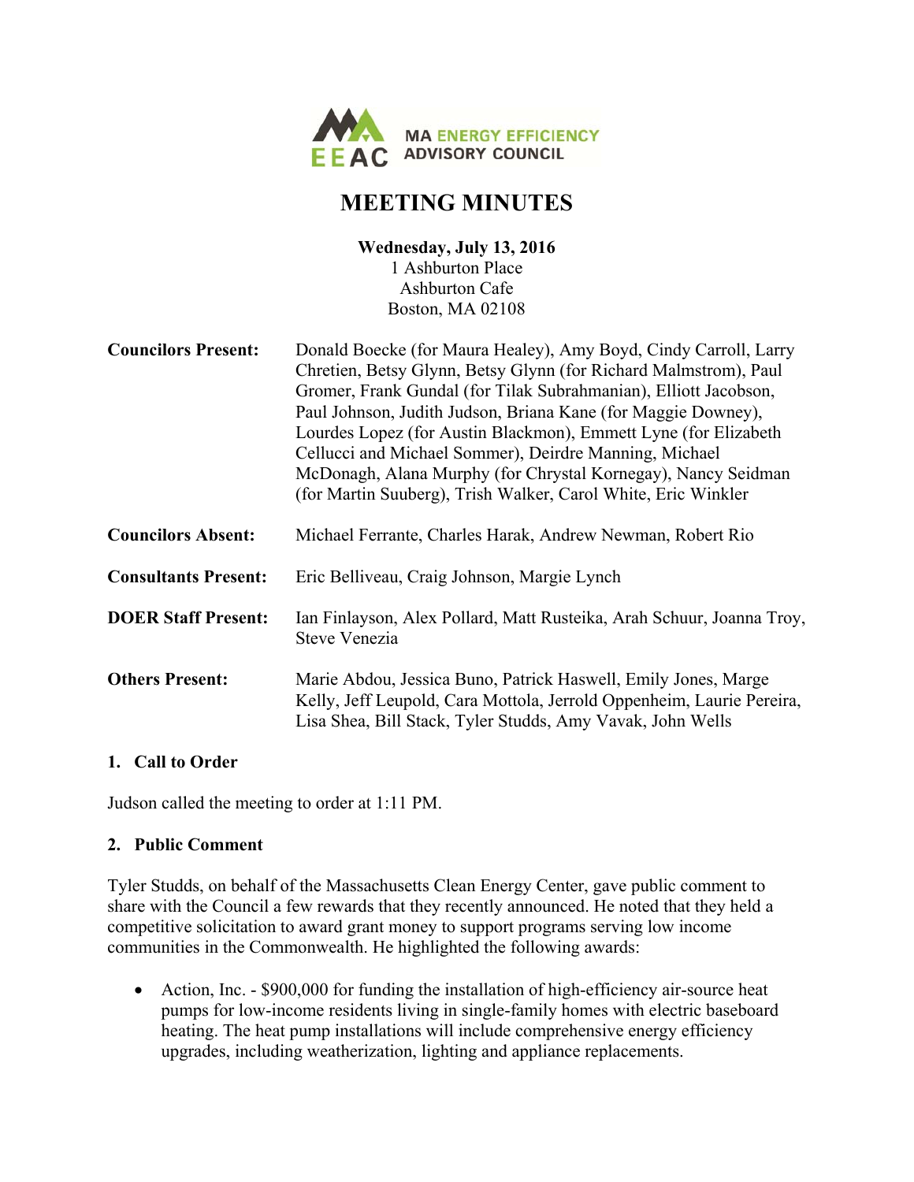MA ENERGY EFFICIENCY ADVISORY COUNCIL

# MEETING MINUTES

**Wednesday, July 13, 2016**
1 Ashburton Place
Ashburton Cafe
Boston, MA 02108

| | |
|---|---|
| **Councilors Present:** | Donald Boecke (for Maura Healey), Amy Boyd, Cindy Carroll, Larry Chretien, Betsy Glynn, Betsy Glynn (for Richard Malmstrom), Paul Gromer, Frank Gundal (for Tilak Subrahmanian), Elliott Jacobson, Paul Johnson, Judith Judson, Briana Kane (for Maggie Downey), Lourdes Lopez (for Austin Blackmon), Emmett Lyne (for Elizabeth Cellucci and Michael Sommer), Deirdre Manning, Michael McDonagh, Alana Murphy (for Chrystal Kornegay), Nancy Seidman (for Martin Suuberg), Trish Walker, Carol White, Eric Winkler |
| **Councilors Absent:** | Michael Ferrante, Charles Harak, Andrew Newman, Robert Rio |
| **Consultants Present:** | Eric Belliveau, Craig Johnson, Margie Lynch |
| **DOER Staff Present:** | Ian Finlayson, Alex Pollard, Matt Rusteika, Arah Schuur, Joanna Troy, Steve Venezia |
| **Others Present:** | Marie Abdou, Jessica Buno, Patrick Haswell, Emily Jones, Marge Kelly, Jeff Leupold, Cara Mottola, Jerrold Oppenheim, Laurie Pereira, Lisa Shea, Bill Stack, Tyler Studds, Amy Vavak, John Wells |

### 1. Call to Order

Judson called the meeting to order at 1:11 PM.

### 2. Public Comment

Tyler Studds, on behalf of the Massachusetts Clean Energy Center, gave public comment to share with the Council a few rewards that they recently announced. He noted that they held a competitive solicitation to award grant money to support programs serving low income communities in the Commonwealth. He highlighted the following awards:

- Action, Inc. - $900,000 for funding the installation of high-efficiency air-source heat pumps for low-income residents living in single-family homes with electric baseboard heating. The heat pump installations will include comprehensive energy efficiency upgrades, including weatherization, lighting and appliance replacements.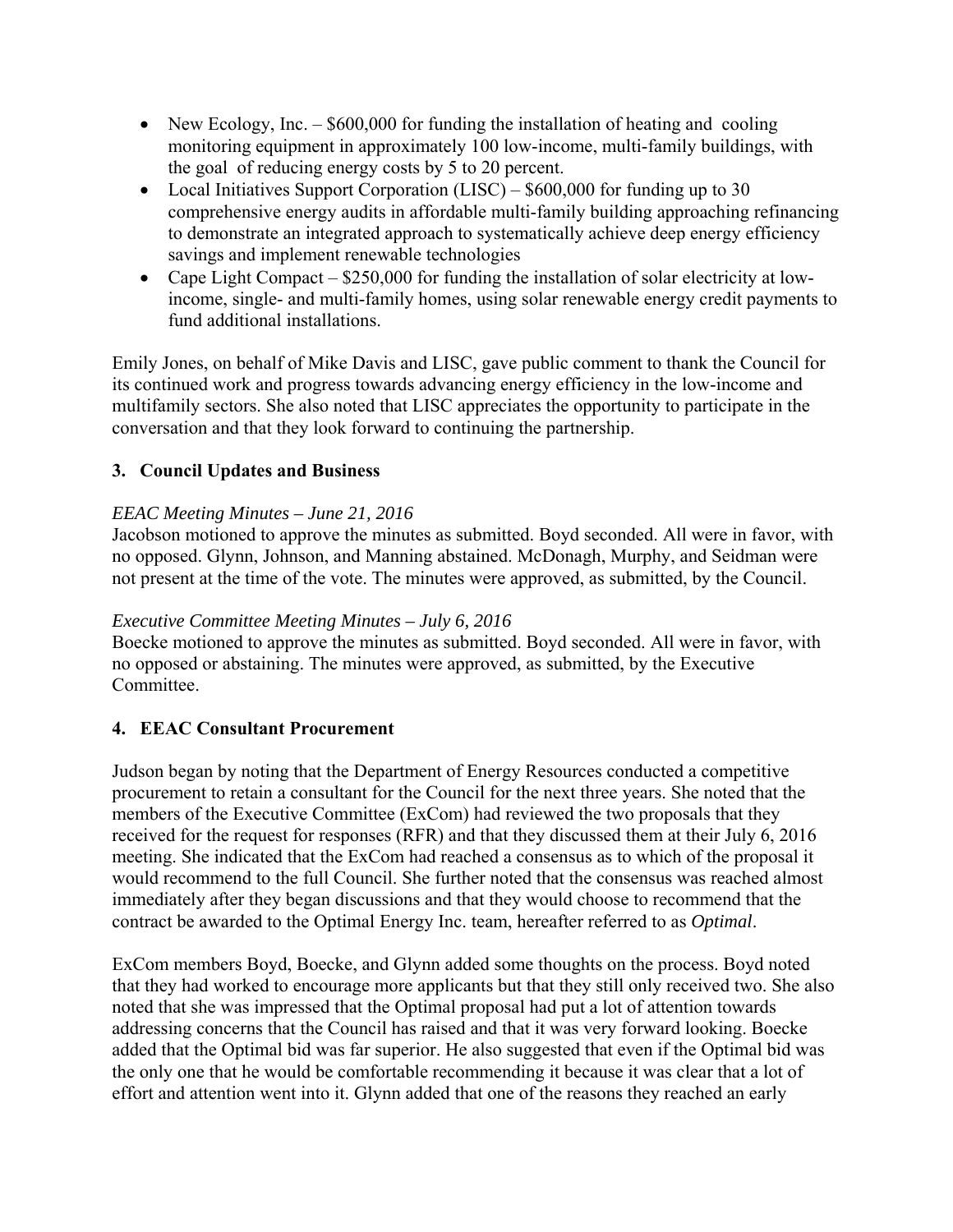- New Ecology, Inc. – $600,000 for funding the installation of heating and cooling monitoring equipment in approximately 100 low-income, multi-family buildings, with the goal of reducing energy costs by 5 to 20 percent.
- Local Initiatives Support Corporation (LISC) – $600,000 for funding up to 30 comprehensive energy audits in affordable multi-family building approaching refinancing to demonstrate an integrated approach to systematically achieve deep energy efficiency savings and implement renewable technologies
- Cape Light Compact – $250,000 for funding the installation of solar electricity at low-income, single- and multi-family homes, using solar renewable energy credit payments to fund additional installations.

Emily Jones, on behalf of Mike Davis and LISC, gave public comment to thank the Council for its continued work and progress towards advancing energy efficiency in the low-income and multifamily sectors. She also noted that LISC appreciates the opportunity to participate in the conversation and that they look forward to continuing the partnership.

### 3. Council Updates and Business

*EEAC Meeting Minutes – June 21, 2016*

Jacobson motioned to approve the minutes as submitted. Boyd seconded. All were in favor, with no opposed. Glynn, Johnson, and Manning abstained. McDonagh, Murphy, and Seidman were not present at the time of the vote. The minutes were approved, as submitted, by the Council.

*Executive Committee Meeting Minutes – July 6, 2016*

Boecke motioned to approve the minutes as submitted. Boyd seconded. All were in favor, with no opposed or abstaining. The minutes were approved, as submitted, by the Executive Committee.

### 4. EEAC Consultant Procurement

Judson began by noting that the Department of Energy Resources conducted a competitive procurement to retain a consultant for the Council for the next three years. She noted that the members of the Executive Committee (ExCom) had reviewed the two proposals that they received for the request for responses (RFR) and that they discussed them at their July 6, 2016 meeting. She indicated that the ExCom had reached a consensus as to which of the proposal it would recommend to the full Council. She further noted that the consensus was reached almost immediately after they began discussions and that they would choose to recommend that the contract be awarded to the Optimal Energy Inc. team, hereafter referred to as *Optimal*.

ExCom members Boyd, Boecke, and Glynn added some thoughts on the process. Boyd noted that they had worked to encourage more applicants but that they still only received two. She also noted that she was impressed that the Optimal proposal had put a lot of attention towards addressing concerns that the Council has raised and that it was very forward looking. Boecke added that the Optimal bid was far superior. He also suggested that even if the Optimal bid was the only one that he would be comfortable recommending it because it was clear that a lot of effort and attention went into it. Glynn added that one of the reasons they reached an early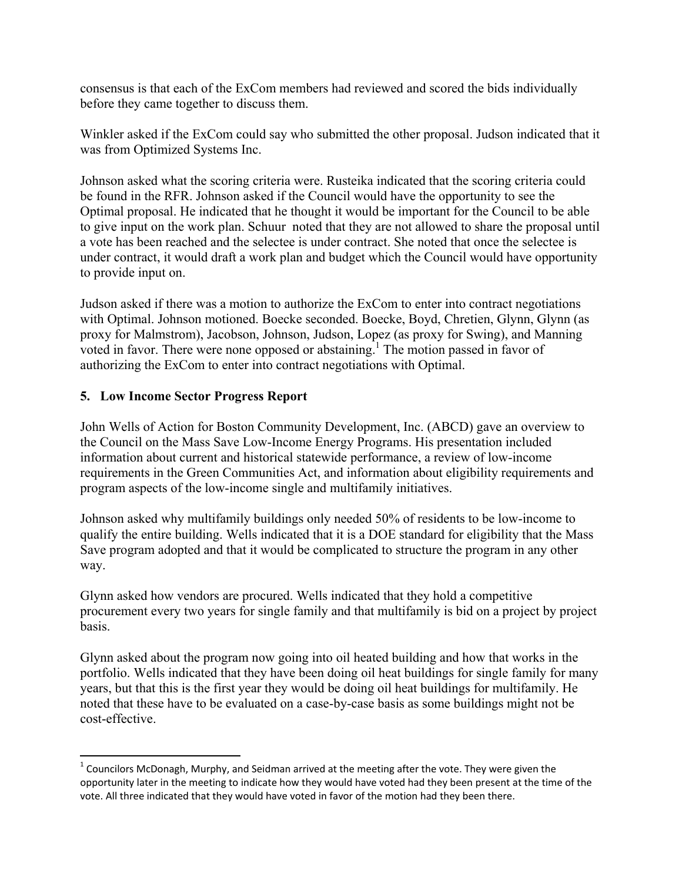consensus is that each of the ExCom members had reviewed and scored the bids individually before they came together to discuss them.

Winkler asked if the ExCom could say who submitted the other proposal. Judson indicated that it was from Optimized Systems Inc.

Johnson asked what the scoring criteria were. Rusteika indicated that the scoring criteria could be found in the RFR. Johnson asked if the Council would have the opportunity to see the Optimal proposal. He indicated that he thought it would be important for the Council to be able to give input on the work plan. Schuur noted that they are not allowed to share the proposal until a vote has been reached and the selectee is under contract. She noted that once the selectee is under contract, it would draft a work plan and budget which the Council would have opportunity to provide input on.

Judson asked if there was a motion to authorize the ExCom to enter into contract negotiations with Optimal. Johnson motioned. Boecke seconded. Boecke, Boyd, Chretien, Glynn, Glynn (as proxy for Malmstrom), Jacobson, Johnson, Judson, Lopez (as proxy for Swing), and Manning voted in favor. There were none opposed or abstaining.[1] The motion passed in favor of authorizing the ExCom to enter into contract negotiations with Optimal.

## 5. Low Income Sector Progress Report

John Wells of Action for Boston Community Development, Inc. (ABCD) gave an overview to the Council on the Mass Save Low-Income Energy Programs. His presentation included information about current and historical statewide performance, a review of low-income requirements in the Green Communities Act, and information about eligibility requirements and program aspects of the low-income single and multifamily initiatives.

Johnson asked why multifamily buildings only needed 50% of residents to be low-income to qualify the entire building. Wells indicated that it is a DOE standard for eligibility that the Mass Save program adopted and that it would be complicated to structure the program in any other way.

Glynn asked how vendors are procured. Wells indicated that they hold a competitive procurement every two years for single family and that multifamily is bid on a project by project basis.

Glynn asked about the program now going into oil heated building and how that works in the portfolio. Wells indicated that they have been doing oil heat buildings for single family for many years, but that this is the first year they would be doing oil heat buildings for multifamily. He noted that these have to be evaluated on a case-by-case basis as some buildings might not be cost-effective.

---

[1] Councilors McDonagh, Murphy, and Seidman arrived at the meeting after the vote. They were given the opportunity later in the meeting to indicate how they would have voted had they been present at the time of the vote. All three indicated that they would have voted in favor of the motion had they been there.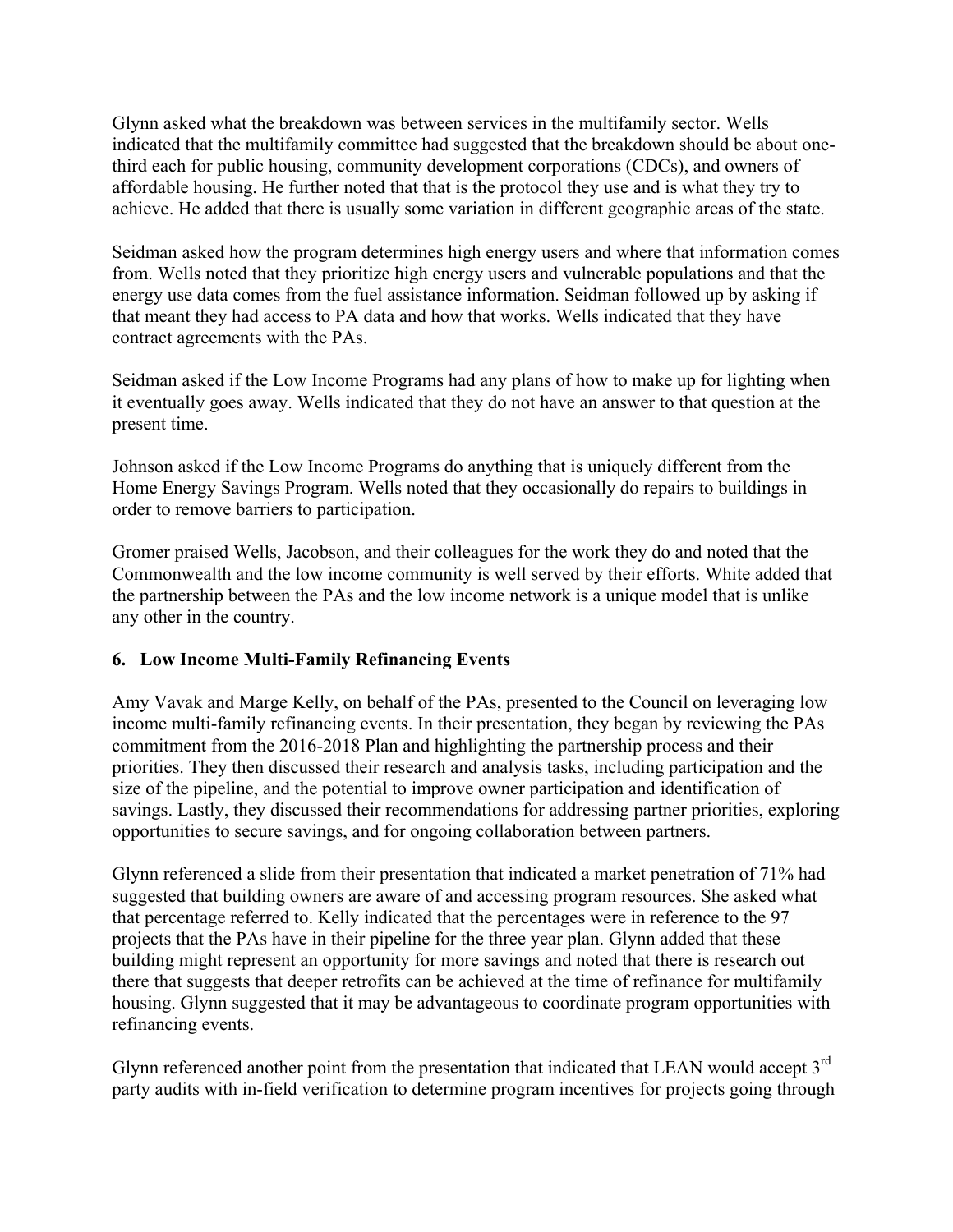Glynn asked what the breakdown was between services in the multifamily sector. Wells indicated that the multifamily committee had suggested that the breakdown should be about one-third each for public housing, community development corporations (CDCs), and owners of affordable housing. He further noted that that is the protocol they use and is what they try to achieve. He added that there is usually some variation in different geographic areas of the state.

Seidman asked how the program determines high energy users and where that information comes from. Wells noted that they prioritize high energy users and vulnerable populations and that the energy use data comes from the fuel assistance information. Seidman followed up by asking if that meant they had access to PA data and how that works. Wells indicated that they have contract agreements with the PAs.

Seidman asked if the Low Income Programs had any plans of how to make up for lighting when it eventually goes away. Wells indicated that they do not have an answer to that question at the present time.

Johnson asked if the Low Income Programs do anything that is uniquely different from the Home Energy Savings Program. Wells noted that they occasionally do repairs to buildings in order to remove barriers to participation.

Gromer praised Wells, Jacobson, and their colleagues for the work they do and noted that the Commonwealth and the low income community is well served by their efforts. White added that the partnership between the PAs and the low income network is a unique model that is unlike any other in the country.

## 6. Low Income Multi-Family Refinancing Events

Amy Vavak and Marge Kelly, on behalf of the PAs, presented to the Council on leveraging low income multi-family refinancing events. In their presentation, they began by reviewing the PAs commitment from the 2016-2018 Plan and highlighting the partnership process and their priorities. They then discussed their research and analysis tasks, including participation and the size of the pipeline, and the potential to improve owner participation and identification of savings. Lastly, they discussed their recommendations for addressing partner priorities, exploring opportunities to secure savings, and for ongoing collaboration between partners.

Glynn referenced a slide from their presentation that indicated a market penetration of 71% had suggested that building owners are aware of and accessing program resources. She asked what that percentage referred to. Kelly indicated that the percentages were in reference to the 97 projects that the PAs have in their pipeline for the three year plan. Glynn added that these building might represent an opportunity for more savings and noted that there is research out there that suggests that deeper retrofits can be achieved at the time of refinance for multifamily housing. Glynn suggested that it may be advantageous to coordinate program opportunities with refinancing events.

Glynn referenced another point from the presentation that indicated that LEAN would accept 3rd party audits with in-field verification to determine program incentives for projects going through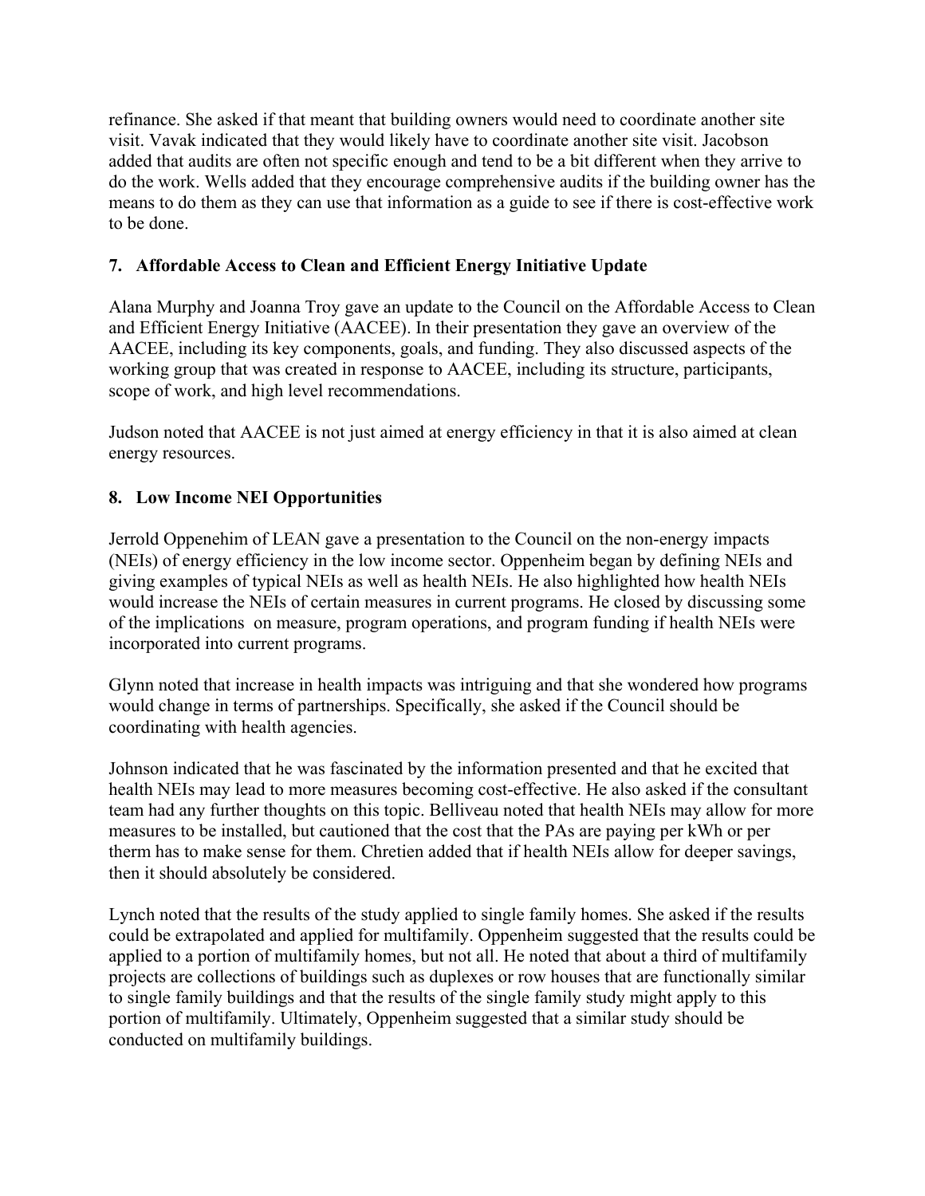refinance. She asked if that meant that building owners would need to coordinate another site visit. Vavak indicated that they would likely have to coordinate another site visit. Jacobson added that audits are often not specific enough and tend to be a bit different when they arrive to do the work. Wells added that they encourage comprehensive audits if the building owner has the means to do them as they can use that information as a guide to see if there is cost-effective work to be done.

### 7. Affordable Access to Clean and Efficient Energy Initiative Update

Alana Murphy and Joanna Troy gave an update to the Council on the Affordable Access to Clean and Efficient Energy Initiative (AACEE). In their presentation they gave an overview of the AACEE, including its key components, goals, and funding. They also discussed aspects of the working group that was created in response to AACEE, including its structure, participants, scope of work, and high level recommendations.

Judson noted that AACEE is not just aimed at energy efficiency in that it is also aimed at clean energy resources.

### 8. Low Income NEI Opportunities

Jerrold Oppenehim of LEAN gave a presentation to the Council on the non-energy impacts (NEIs) of energy efficiency in the low income sector. Oppenheim began by defining NEIs and giving examples of typical NEIs as well as health NEIs. He also highlighted how health NEIs would increase the NEIs of certain measures in current programs. He closed by discussing some of the implications on measure, program operations, and program funding if health NEIs were incorporated into current programs.

Glynn noted that increase in health impacts was intriguing and that she wondered how programs would change in terms of partnerships. Specifically, she asked if the Council should be coordinating with health agencies.

Johnson indicated that he was fascinated by the information presented and that he excited that health NEIs may lead to more measures becoming cost-effective. He also asked if the consultant team had any further thoughts on this topic. Belliveau noted that health NEIs may allow for more measures to be installed, but cautioned that the cost that the PAs are paying per kWh or per therm has to make sense for them. Chretien added that if health NEIs allow for deeper savings, then it should absolutely be considered.

Lynch noted that the results of the study applied to single family homes. She asked if the results could be extrapolated and applied for multifamily. Oppenheim suggested that the results could be applied to a portion of multifamily homes, but not all. He noted that about a third of multifamily projects are collections of buildings such as duplexes or row houses that are functionally similar to single family buildings and that the results of the single family study might apply to this portion of multifamily. Ultimately, Oppenheim suggested that a similar study should be conducted on multifamily buildings.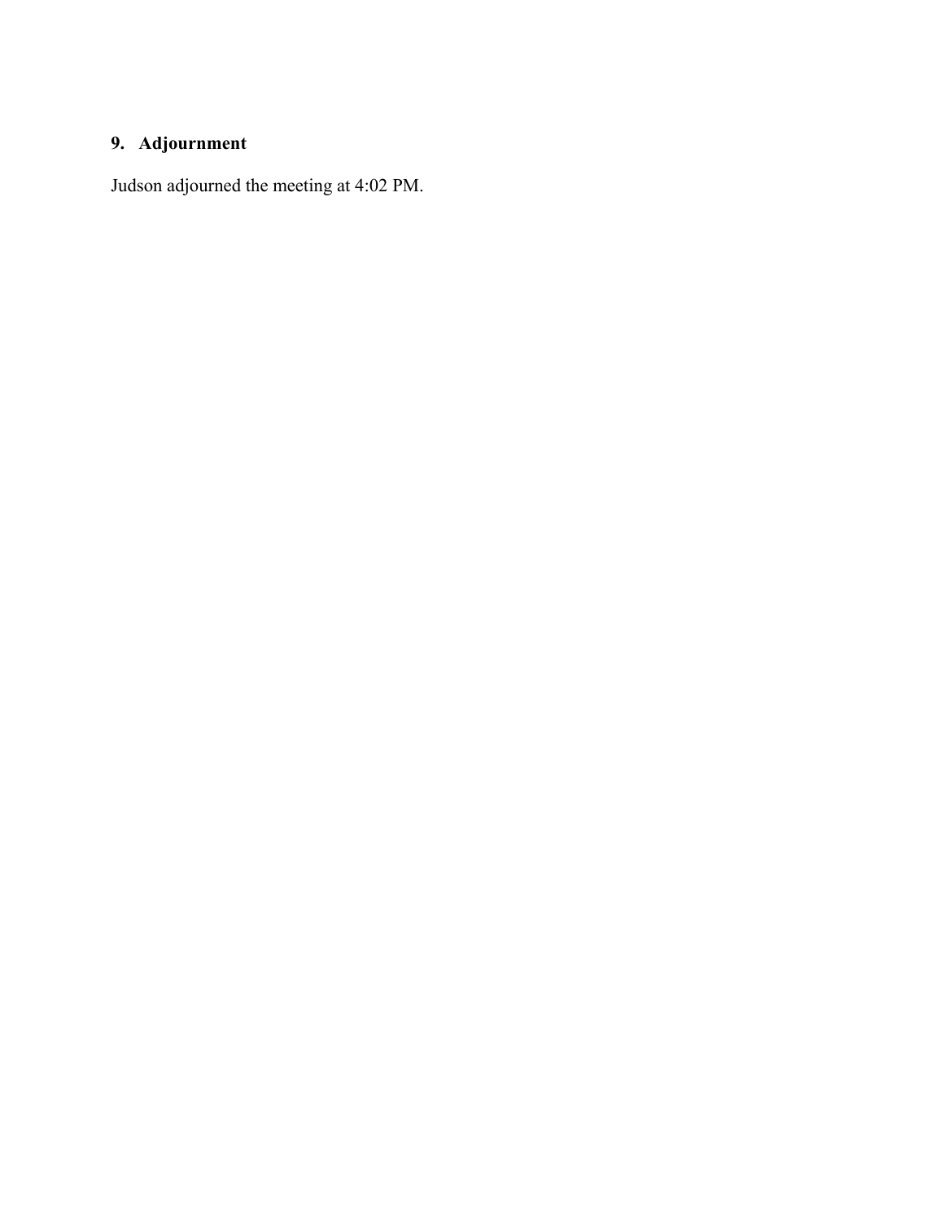## 9. Adjournment

Judson adjourned the meeting at 4:02 PM.